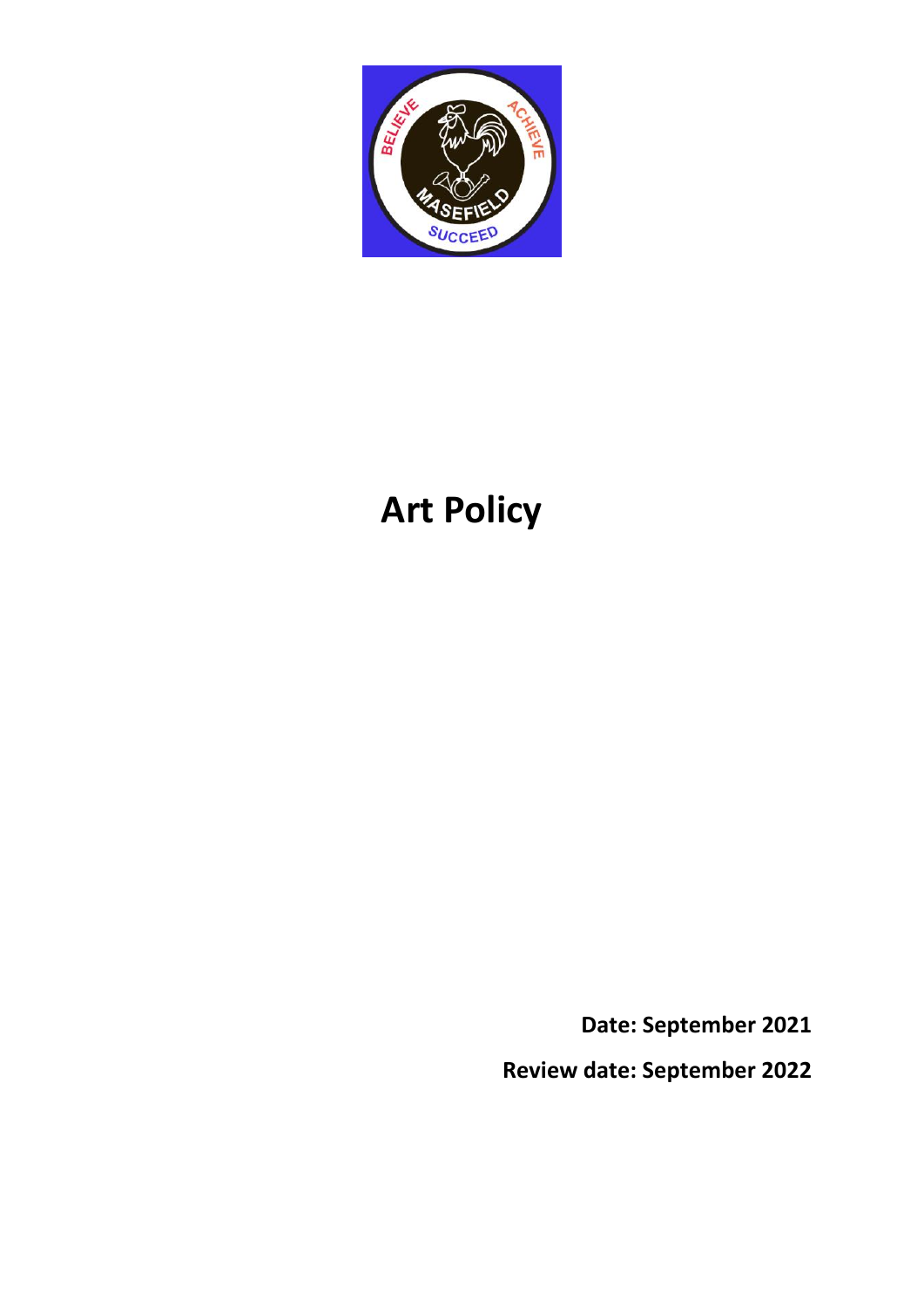# Art Policy

**Date: September 2021**

**Review date: September 2022**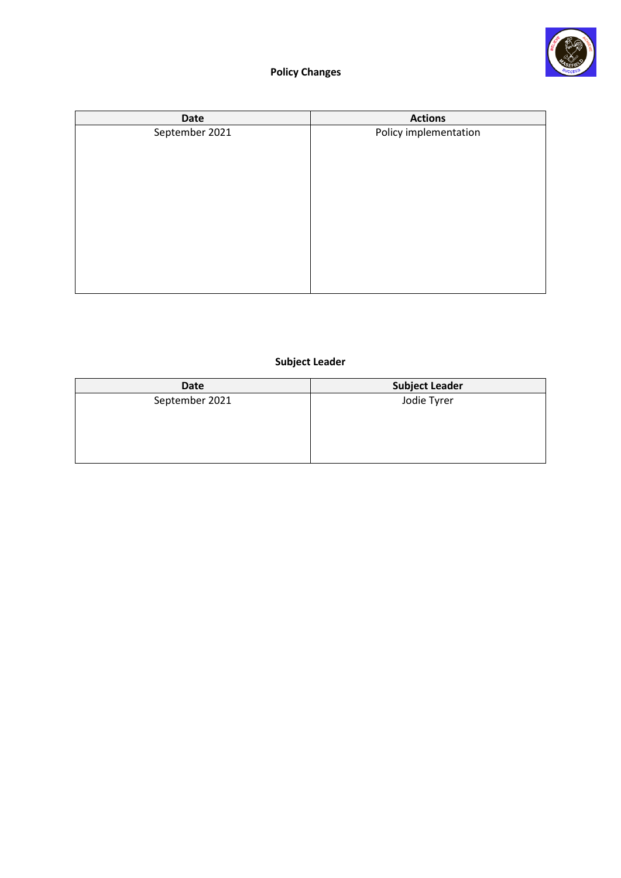**Policy Changes**

| Date | Actions |
| --- | --- |
| September 2021 | Policy implementation |

**Subject Leader**

| Date | Subject Leader |
| --- | --- |
| September 2021 | Jodie Tyrer |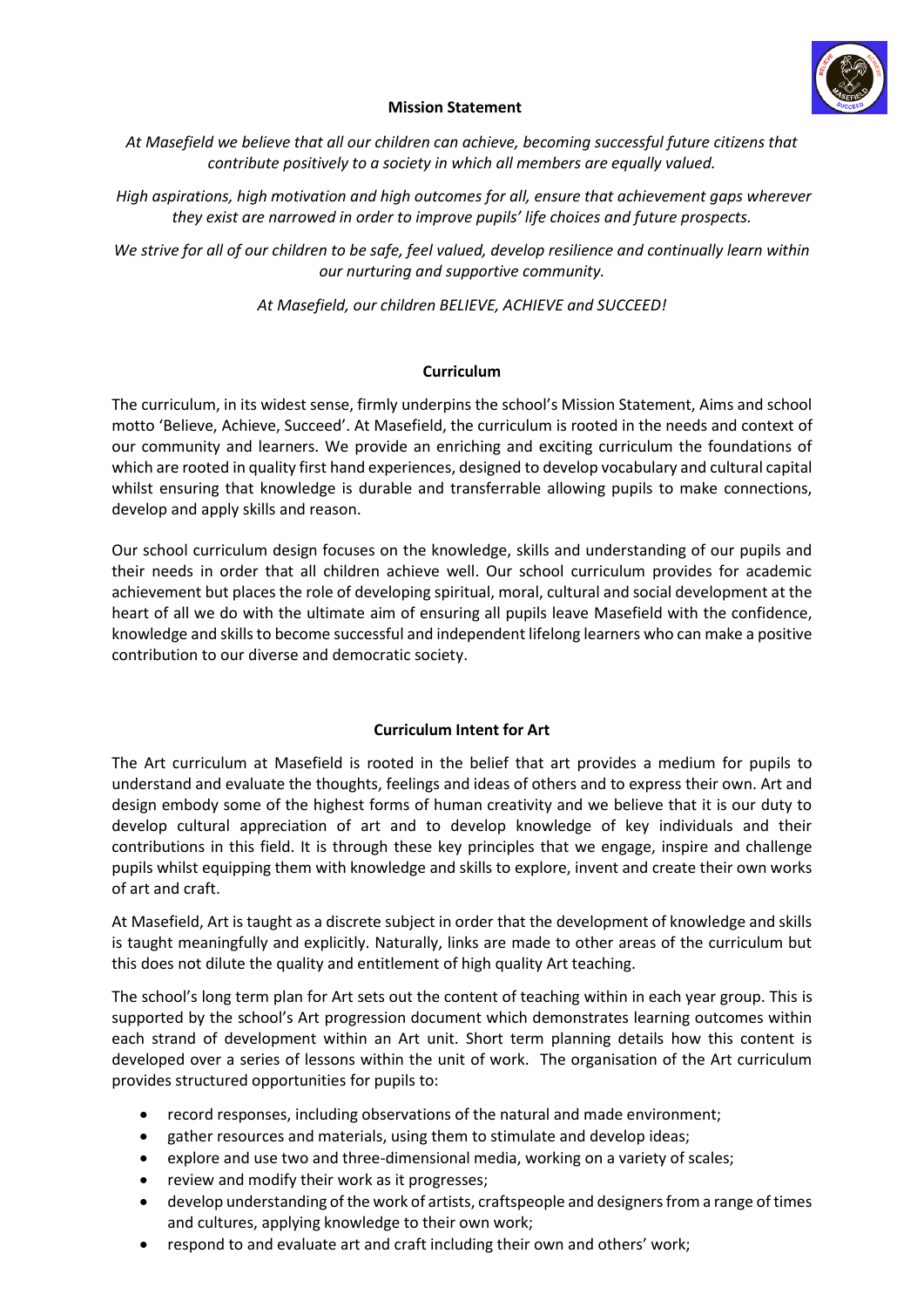**Mission Statement**

*At Masefield we believe that all our children can achieve, becoming successful future citizens that contribute positively to a society in which all members are equally valued.*

*High aspirations, high motivation and high outcomes for all, ensure that achievement gaps wherever they exist are narrowed in order to improve pupils' life choices and future prospects.*

*We strive for all of our children to be safe, feel valued, develop resilience and continually learn within our nurturing and supportive community.*

*At Masefield, our children BELIEVE, ACHIEVE and SUCCEED!*

**Curriculum**

The curriculum, in its widest sense, firmly underpins the school's Mission Statement, Aims and school motto 'Believe, Achieve, Succeed'. At Masefield, the curriculum is rooted in the needs and context of our community and learners. We provide an enriching and exciting curriculum the foundations of which are rooted in quality first hand experiences, designed to develop vocabulary and cultural capital whilst ensuring that knowledge is durable and transferrable allowing pupils to make connections, develop and apply skills and reason.

Our school curriculum design focuses on the knowledge, skills and understanding of our pupils and their needs in order that all children achieve well. Our school curriculum provides for academic achievement but places the role of developing spiritual, moral, cultural and social development at the heart of all we do with the ultimate aim of ensuring all pupils leave Masefield with the confidence, knowledge and skills to become successful and independent lifelong learners who can make a positive contribution to our diverse and democratic society.

**Curriculum Intent for Art**

The Art curriculum at Masefield is rooted in the belief that art provides a medium for pupils to understand and evaluate the thoughts, feelings and ideas of others and to express their own. Art and design embody some of the highest forms of human creativity and we believe that it is our duty to develop cultural appreciation of art and to develop knowledge of key individuals and their contributions in this field. It is through these key principles that we engage, inspire and challenge pupils whilst equipping them with knowledge and skills to explore, invent and create their own works of art and craft.

At Masefield, Art is taught as a discrete subject in order that the development of knowledge and skills is taught meaningfully and explicitly. Naturally, links are made to other areas of the curriculum but this does not dilute the quality and entitlement of high quality Art teaching.

The school's long term plan for Art sets out the content of teaching within in each year group. This is supported by the school's Art progression document which demonstrates learning outcomes within each strand of development within an Art unit. Short term planning details how this content is developed over a series of lessons within the unit of work. The organisation of the Art curriculum provides structured opportunities for pupils to:

- record responses, including observations of the natural and made environment;
- gather resources and materials, using them to stimulate and develop ideas;
- explore and use two and three-dimensional media, working on a variety of scales;
- review and modify their work as it progresses;
- develop understanding of the work of artists, craftspeople and designers from a range of times and cultures, applying knowledge to their own work;
- respond to and evaluate art and craft including their own and others' work;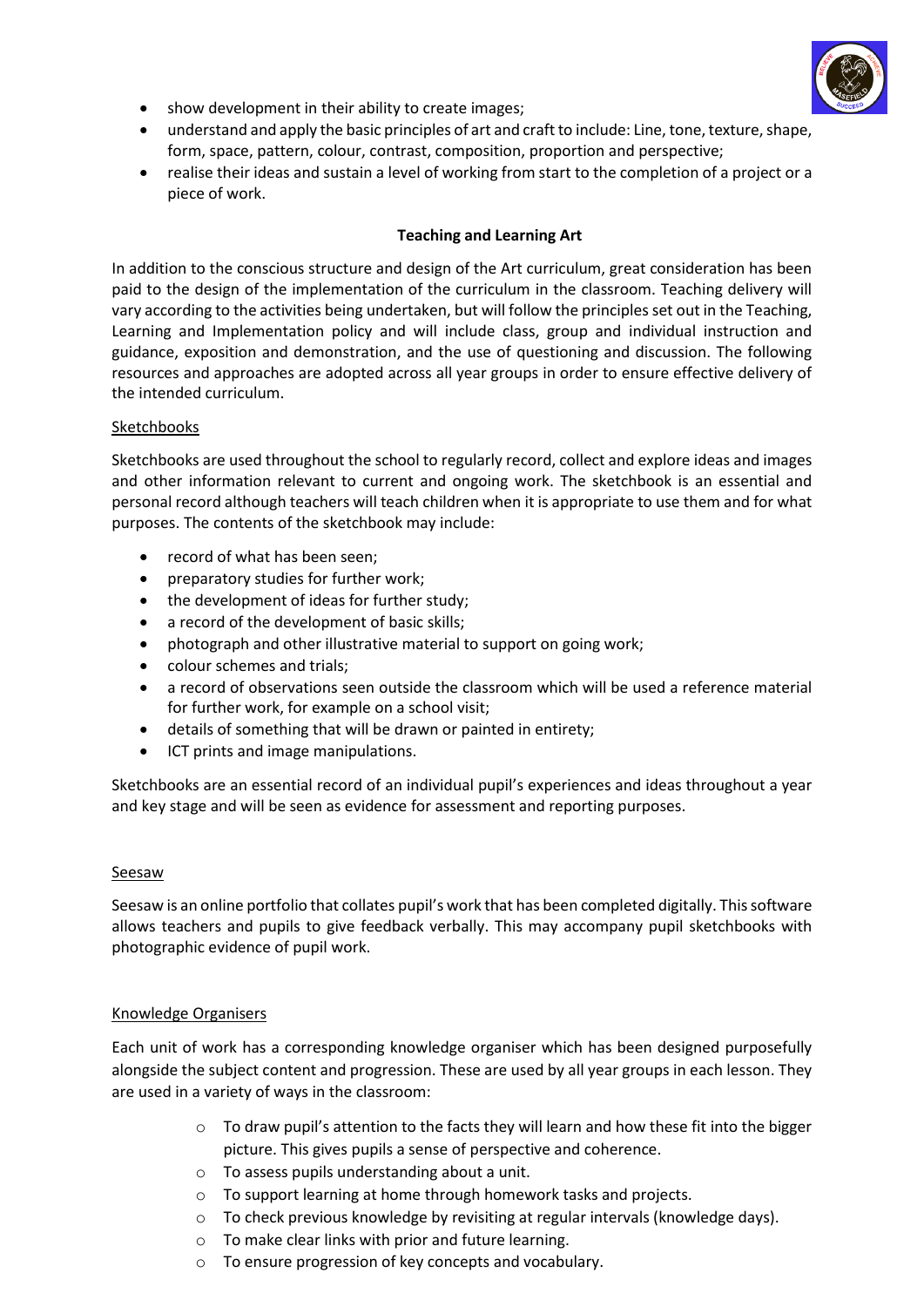- show development in their ability to create images;
- understand and apply the basic principles of art and craft to include: Line, tone, texture, shape, form, space, pattern, colour, contrast, composition, proportion and perspective;
- realise their ideas and sustain a level of working from start to the completion of a project or a piece of work.

**Teaching and Learning Art**

In addition to the conscious structure and design of the Art curriculum, great consideration has been paid to the design of the implementation of the curriculum in the classroom. Teaching delivery will vary according to the activities being undertaken, but will follow the principles set out in the Teaching, Learning and Implementation policy and will include class, group and individual instruction and guidance, exposition and demonstration, and the use of questioning and discussion. The following resources and approaches are adopted across all year groups in order to ensure effective delivery of the intended curriculum.

<u>Sketchbooks</u>

Sketchbooks are used throughout the school to regularly record, collect and explore ideas and images and other information relevant to current and ongoing work. The sketchbook is an essential and personal record although teachers will teach children when it is appropriate to use them and for what purposes. The contents of the sketchbook may include:

- record of what has been seen;
- preparatory studies for further work;
- the development of ideas for further study;
- a record of the development of basic skills;
- photograph and other illustrative material to support on going work;
- colour schemes and trials;
- a record of observations seen outside the classroom which will be used a reference material for further work, for example on a school visit;
- details of something that will be drawn or painted in entirety;
- ICT prints and image manipulations.

Sketchbooks are an essential record of an individual pupil's experiences and ideas throughout a year and key stage and will be seen as evidence for assessment and reporting purposes.

<u>Seesaw</u>

Seesaw is an online portfolio that collates pupil's work that has been completed digitally. This software allows teachers and pupils to give feedback verbally. This may accompany pupil sketchbooks with photographic evidence of pupil work.

<u>Knowledge Organisers</u>

Each unit of work has a corresponding knowledge organiser which has been designed purposefully alongside the subject content and progression. These are used by all year groups in each lesson. They are used in a variety of ways in the classroom:

- To draw pupil's attention to the facts they will learn and how these fit into the bigger picture. This gives pupils a sense of perspective and coherence.
- To assess pupils understanding about a unit.
- To support learning at home through homework tasks and projects.
- To check previous knowledge by revisiting at regular intervals (knowledge days).
- To make clear links with prior and future learning.
- To ensure progression of key concepts and vocabulary.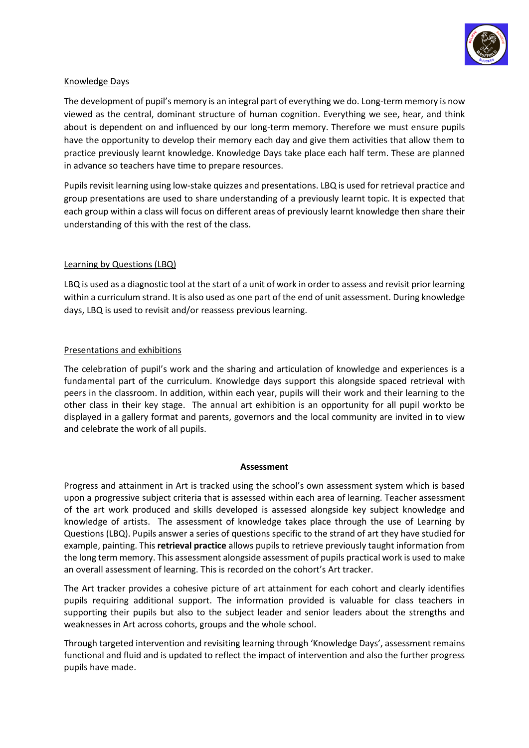## Knowledge Days

The development of pupil's memory is an integral part of everything we do. Long-term memory is now viewed as the central, dominant structure of human cognition. Everything we see, hear, and think about is dependent on and influenced by our long-term memory. Therefore we must ensure pupils have the opportunity to develop their memory each day and give them activities that allow them to practice previously learnt knowledge. Knowledge Days take place each half term. These are planned in advance so teachers have time to prepare resources.

Pupils revisit learning using low-stake quizzes and presentations. LBQ is used for retrieval practice and group presentations are used to share understanding of a previously learnt topic. It is expected that each group within a class will focus on different areas of previously learnt knowledge then share their understanding of this with the rest of the class.

## Learning by Questions (LBQ)

LBQ is used as a diagnostic tool at the start of a unit of work in order to assess and revisit prior learning within a curriculum strand. It is also used as one part of the end of unit assessment. During knowledge days, LBQ is used to revisit and/or reassess previous learning.

## Presentations and exhibitions

The celebration of pupil's work and the sharing and articulation of knowledge and experiences is a fundamental part of the curriculum. Knowledge days support this alongside spaced retrieval with peers in the classroom. In addition, within each year, pupils will their work and their learning to the other class in their key stage. The annual art exhibition is an opportunity for all pupil workto be displayed in a gallery format and parents, governors and the local community are invited in to view and celebrate the work of all pupils.

## Assessment

Progress and attainment in Art is tracked using the school's own assessment system which is based upon a progressive subject criteria that is assessed within each area of learning. Teacher assessment of the art work produced and skills developed is assessed alongside key subject knowledge and knowledge of artists. The assessment of knowledge takes place through the use of Learning by Questions (LBQ). Pupils answer a series of questions specific to the strand of art they have studied for example, painting. This **retrieval practice** allows pupils to retrieve previously taught information from the long term memory. This assessment alongside assessment of pupils practical work is used to make an overall assessment of learning. This is recorded on the cohort's Art tracker.

The Art tracker provides a cohesive picture of art attainment for each cohort and clearly identifies pupils requiring additional support. The information provided is valuable for class teachers in supporting their pupils but also to the subject leader and senior leaders about the strengths and weaknesses in Art across cohorts, groups and the whole school.

Through targeted intervention and revisiting learning through 'Knowledge Days', assessment remains functional and fluid and is updated to reflect the impact of intervention and also the further progress pupils have made.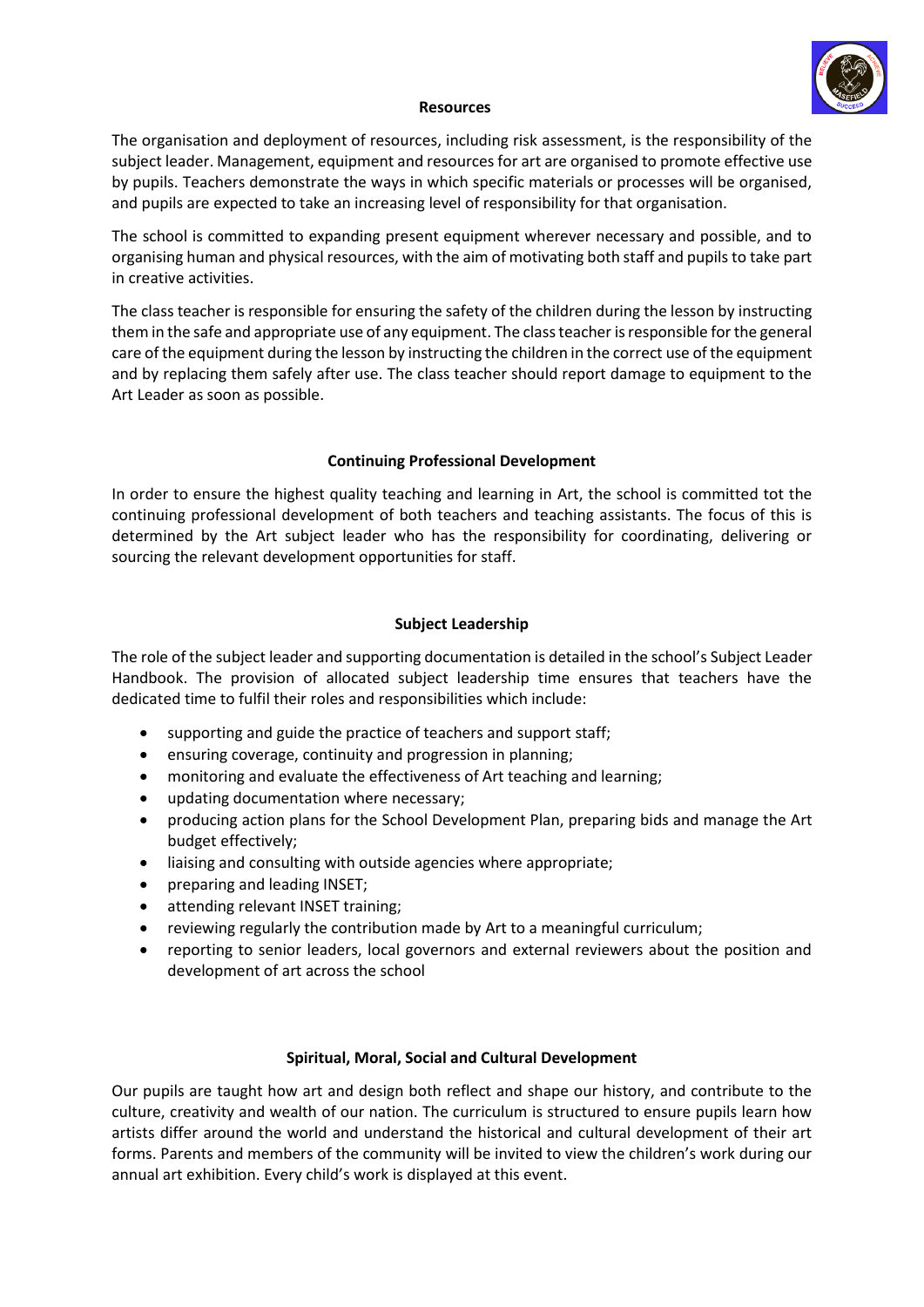## Resources

The organisation and deployment of resources, including risk assessment, is the responsibility of the subject leader. Management, equipment and resources for art are organised to promote effective use by pupils. Teachers demonstrate the ways in which specific materials or processes will be organised, and pupils are expected to take an increasing level of responsibility for that organisation.

The school is committed to expanding present equipment wherever necessary and possible, and to organising human and physical resources, with the aim of motivating both staff and pupils to take part in creative activities.

The class teacher is responsible for ensuring the safety of the children during the lesson by instructing them in the safe and appropriate use of any equipment. The class teacher is responsible for the general care of the equipment during the lesson by instructing the children in the correct use of the equipment and by replacing them safely after use. The class teacher should report damage to equipment to the Art Leader as soon as possible.

## Continuing Professional Development

In order to ensure the highest quality teaching and learning in Art, the school is committed tot the continuing professional development of both teachers and teaching assistants. The focus of this is determined by the Art subject leader who has the responsibility for coordinating, delivering or sourcing the relevant development opportunities for staff.

## Subject Leadership

The role of the subject leader and supporting documentation is detailed in the school's Subject Leader Handbook. The provision of allocated subject leadership time ensures that teachers have the dedicated time to fulfil their roles and responsibilities which include:

- supporting and guide the practice of teachers and support staff;
- ensuring coverage, continuity and progression in planning;
- monitoring and evaluate the effectiveness of Art teaching and learning;
- updating documentation where necessary;
- producing action plans for the School Development Plan, preparing bids and manage the Art budget effectively;
- liaising and consulting with outside agencies where appropriate;
- preparing and leading INSET;
- attending relevant INSET training;
- reviewing regularly the contribution made by Art to a meaningful curriculum;
- reporting to senior leaders, local governors and external reviewers about the position and development of art across the school

## Spiritual, Moral, Social and Cultural Development

Our pupils are taught how art and design both reflect and shape our history, and contribute to the culture, creativity and wealth of our nation. The curriculum is structured to ensure pupils learn how artists differ around the world and understand the historical and cultural development of their art forms. Parents and members of the community will be invited to view the children's work during our annual art exhibition. Every child's work is displayed at this event.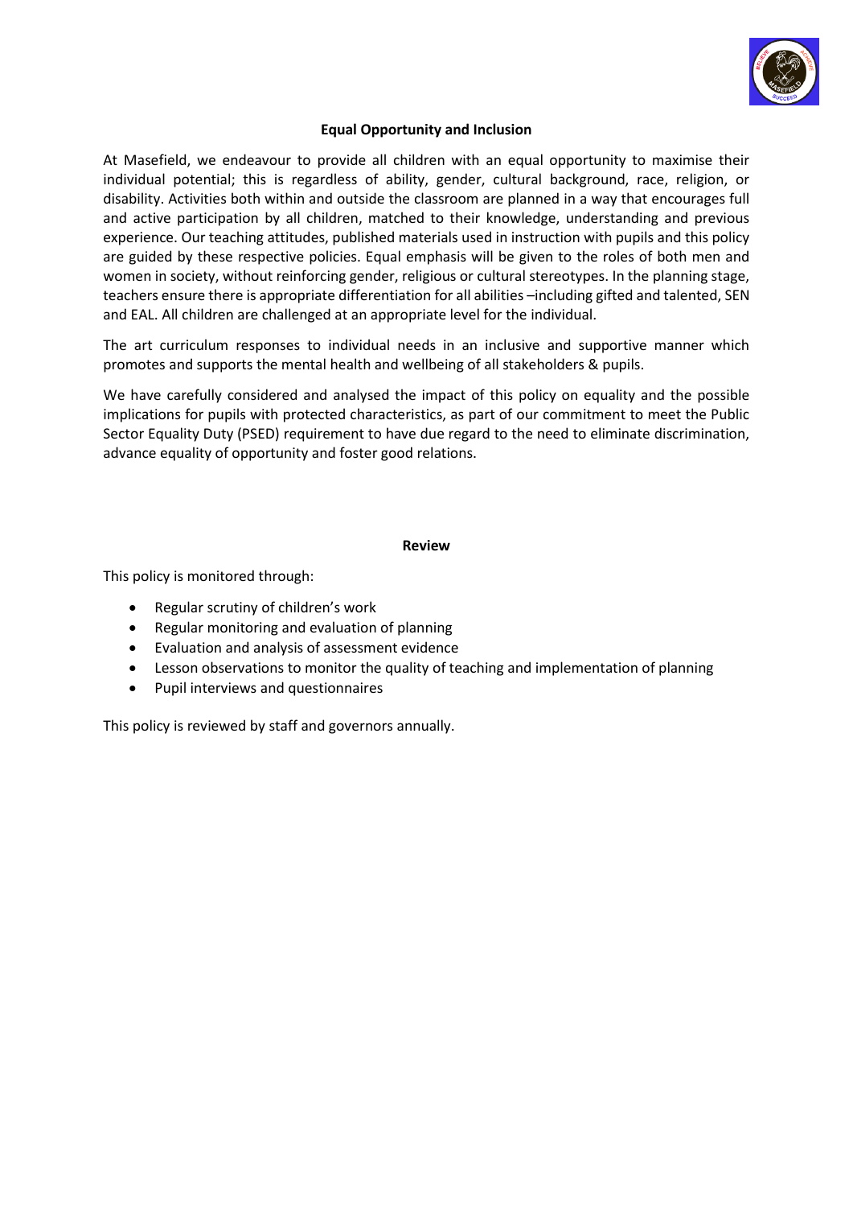**Equal Opportunity and Inclusion**

At Masefield, we endeavour to provide all children with an equal opportunity to maximise their individual potential; this is regardless of ability, gender, cultural background, race, religion, or disability. Activities both within and outside the classroom are planned in a way that encourages full and active participation by all children, matched to their knowledge, understanding and previous experience. Our teaching attitudes, published materials used in instruction with pupils and this policy are guided by these respective policies. Equal emphasis will be given to the roles of both men and women in society, without reinforcing gender, religious or cultural stereotypes. In the planning stage, teachers ensure there is appropriate differentiation for all abilities –including gifted and talented, SEN and EAL. All children are challenged at an appropriate level for the individual.

The art curriculum responses to individual needs in an inclusive and supportive manner which promotes and supports the mental health and wellbeing of all stakeholders & pupils.

We have carefully considered and analysed the impact of this policy on equality and the possible implications for pupils with protected characteristics, as part of our commitment to meet the Public Sector Equality Duty (PSED) requirement to have due regard to the need to eliminate discrimination, advance equality of opportunity and foster good relations.

**Review**

This policy is monitored through:

- Regular scrutiny of children's work
- Regular monitoring and evaluation of planning
- Evaluation and analysis of assessment evidence
- Lesson observations to monitor the quality of teaching and implementation of planning
- Pupil interviews and questionnaires

This policy is reviewed by staff and governors annually.